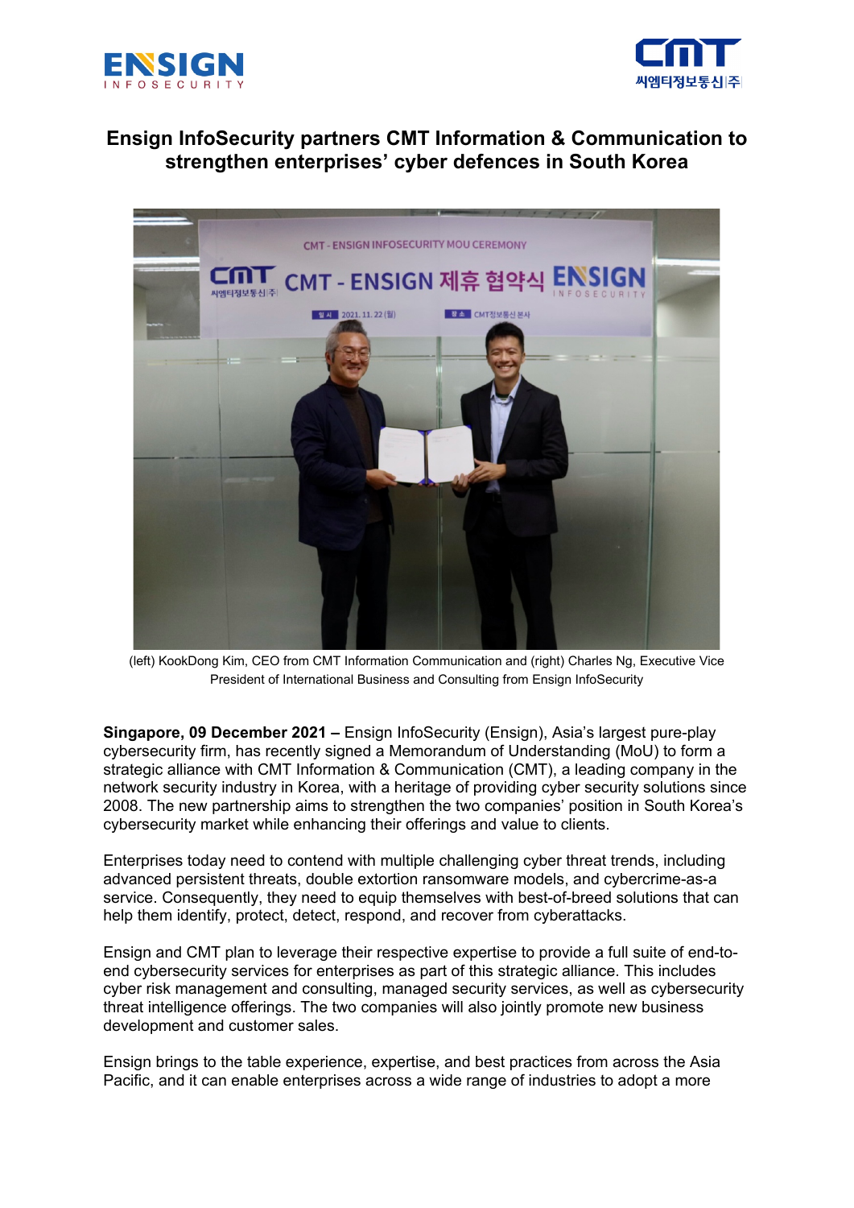# Ensign InfoSecurity partners CMT Information & Communication to strengthen enterprises' cyber defences in South Korea

(left) KookDong Kim, CEO from CMT Information Communication and (right) Charles Ng, Executive Vice President of International Business and Consulting from Ensign InfoSecurity

**Singapore, 09 December 2021 –** Ensign InfoSecurity (Ensign), Asia's largest pure-play cybersecurity firm, has recently signed a Memorandum of Understanding (MoU) to form a strategic alliance with CMT Information & Communication (CMT), a leading company in the network security industry in Korea, with a heritage of providing cyber security solutions since 2008. The new partnership aims to strengthen the two companies' position in South Korea's cybersecurity market while enhancing their offerings and value to clients.

Enterprises today need to contend with multiple challenging cyber threat trends, including advanced persistent threats, double extortion ransomware models, and cybercrime-as-a service. Consequently, they need to equip themselves with best-of-breed solutions that can help them identify, protect, detect, respond, and recover from cyberattacks.

Ensign and CMT plan to leverage their respective expertise to provide a full suite of end-to-end cybersecurity services for enterprises as part of this strategic alliance. This includes cyber risk management and consulting, managed security services, as well as cybersecurity threat intelligence offerings. The two companies will also jointly promote new business development and customer sales.

Ensign brings to the table experience, expertise, and best practices from across the Asia Pacific, and it can enable enterprises across a wide range of industries to adopt a more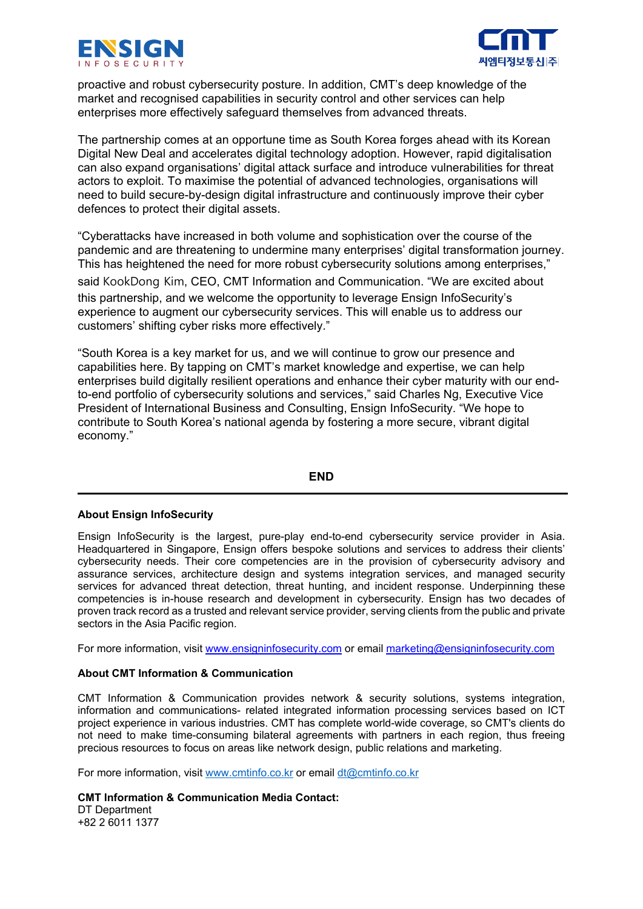proactive and robust cybersecurity posture. In addition, CMT's deep knowledge of the market and recognised capabilities in security control and other services can help enterprises more effectively safeguard themselves from advanced threats.

The partnership comes at an opportune time as South Korea forges ahead with its Korean Digital New Deal and accelerates digital technology adoption. However, rapid digitalisation can also expand organisations' digital attack surface and introduce vulnerabilities for threat actors to exploit. To maximise the potential of advanced technologies, organisations will need to build secure-by-design digital infrastructure and continuously improve their cyber defences to protect their digital assets.

"Cyberattacks have increased in both volume and sophistication over the course of the pandemic and are threatening to undermine many enterprises' digital transformation journey. This has heightened the need for more robust cybersecurity solutions among enterprises," said KookDong Kim, CEO, CMT Information and Communication. "We are excited about this partnership, and we welcome the opportunity to leverage Ensign InfoSecurity's experience to augment our cybersecurity services. This will enable us to address our customers' shifting cyber risks more effectively."

"South Korea is a key market for us, and we will continue to grow our presence and capabilities here. By tapping on CMT's market knowledge and expertise, we can help enterprises build digitally resilient operations and enhance their cyber maturity with our end-to-end portfolio of cybersecurity solutions and services," said Charles Ng, Executive Vice President of International Business and Consulting, Ensign InfoSecurity. "We hope to contribute to South Korea's national agenda by fostering a more secure, vibrant digital economy."

**END**

---

**About Ensign InfoSecurity**

Ensign InfoSecurity is the largest, pure-play end-to-end cybersecurity service provider in Asia. Headquartered in Singapore, Ensign offers bespoke solutions and services to address their clients' cybersecurity needs. Their core competencies are in the provision of cybersecurity advisory and assurance services, architecture design and systems integration services, and managed security services for advanced threat detection, threat hunting, and incident response. Underpinning these competencies is in-house research and development in cybersecurity. Ensign has two decades of proven track record as a trusted and relevant service provider, serving clients from the public and private sectors in the Asia Pacific region.

For more information, visit [www.ensigninfosecurity.com](http://www.ensigninfosecurity.com) or email [marketing@ensigninfosecurity.com](mailto:marketing@ensigninfosecurity.com)

**About CMT Information & Communication**

CMT Information & Communication provides network & security solutions, systems integration, information and communications- related integrated information processing services based on ICT project experience in various industries. CMT has complete world-wide coverage, so CMT's clients do not need to make time-consuming bilateral agreements with partners in each region, thus freeing precious resources to focus on areas like network design, public relations and marketing.

For more information, visit [www.cmtinfo.co.kr](http://www.cmtinfo.co.kr) or email [dt@cmtinfo.co.kr](mailto:dt@cmtinfo.co.kr)

**CMT Information & Communication Media Contact:**
DT Department
+82 2 6011 1377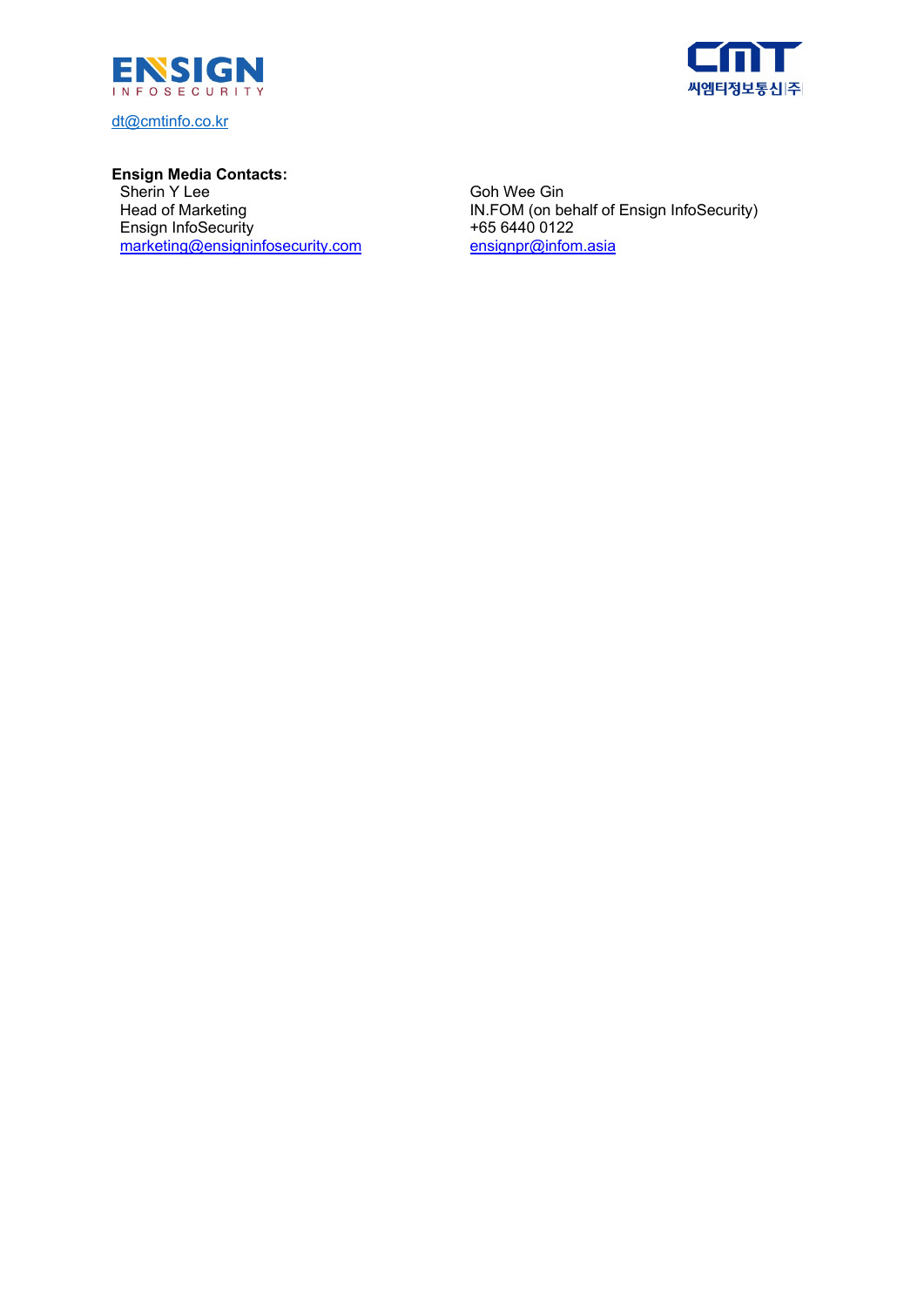dt@cmtinfo.co.kr

**Ensign Media Contacts:**

Sherin Y Lee
Head of Marketing
Ensign InfoSecurity
marketing@ensigninfosecurity.com

Goh Wee Gin
IN.FOM (on behalf of Ensign InfoSecurity)
+65 6440 0122
ensignpr@infom.asia